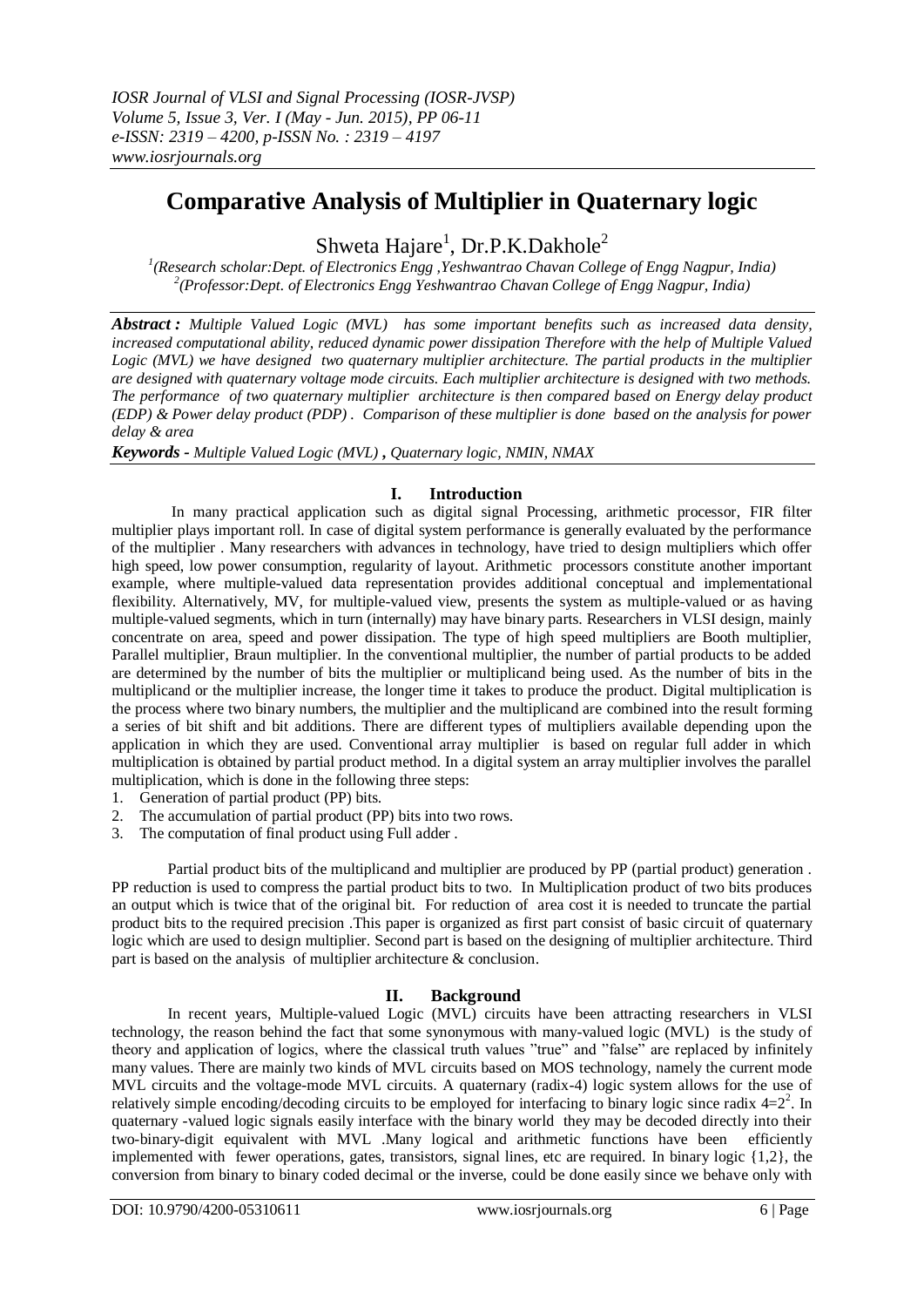# Comparative Analysis of Multiplier in Quaternary logic

Shweta Hajare[1], Dr.P.K.Dakhole[2]

[1](Research scholar:Dept. of Electronics Engg ,Yeshwantrao Chavan College of Engg Nagpur, India)
[2](Professor:Dept. of Electronics Engg Yeshwantrao Chavan College of Engg Nagpur, India)

***Abstract :*** *Multiple Valued Logic (MVL) has some important benefits such as increased data density, increased computational ability, reduced dynamic power dissipation Therefore with the help of Multiple Valued Logic (MVL) we have designed two quaternary multiplier architecture. The partial products in the multiplier are designed with quaternary voltage mode circuits. Each multiplier architecture is designed with two methods. The performance of two quaternary multiplier architecture is then compared based on Energy delay product (EDP) & Power delay product (PDP) . Comparison of these multiplier is done based on the analysis for power delay & area*

***Keywords -*** *Multiple Valued Logic (MVL) , Quaternary logic, NMIN, NMAX*

## I. Introduction

In many practical application such as digital signal Processing, arithmetic processor, FIR filter multiplier plays important roll. In case of digital system performance is generally evaluated by the performance of the multiplier . Many researchers with advances in technology, have tried to design multipliers which offer high speed, low power consumption, regularity of layout. Arithmetic processors constitute another important example, where multiple-valued data representation provides additional conceptual and implementational flexibility. Alternatively, MV, for multiple-valued view, presents the system as multiple-valued or as having multiple-valued segments, which in turn (internally) may have binary parts. Researchers in VLSI design, mainly concentrate on area, speed and power dissipation. The type of high speed multipliers are Booth multiplier, Parallel multiplier, Braun multiplier. In the conventional multiplier, the number of partial products to be added are determined by the number of bits the multiplier or multiplicand being used. As the number of bits in the multiplicand or the multiplier increase, the longer time it takes to produce the product. Digital multiplication is the process where two binary numbers, the multiplier and the multiplicand are combined into the result forming a series of bit shift and bit additions. There are different types of multipliers available depending upon the application in which they are used. Conventional array multiplier is based on regular full adder in which multiplication is obtained by partial product method. In a digital system an array multiplier involves the parallel multiplication, which is done in the following three steps:

1. Generation of partial product (PP) bits.
2. The accumulation of partial product (PP) bits into two rows.
3. The computation of final product using Full adder .

Partial product bits of the multiplicand and multiplier are produced by PP (partial product) generation . PP reduction is used to compress the partial product bits to two. In Multiplication product of two bits produces an output which is twice that of the original bit. For reduction of area cost it is needed to truncate the partial product bits to the required precision .This paper is organized as first part consist of basic circuit of quaternary logic which are used to design multiplier. Second part is based on the designing of multiplier architecture. Third part is based on the analysis of multiplier architecture & conclusion.

## II. Background

In recent years, Multiple-valued Logic (MVL) circuits have been attracting researchers in VLSI technology, the reason behind the fact that some synonymous with many-valued logic (MVL) is the study of theory and application of logics, where the classical truth values "true" and "false" are replaced by infinitely many values. There are mainly two kinds of MVL circuits based on MOS technology, namely the current mode MVL circuits and the voltage-mode MVL circuits. A quaternary (radix-4) logic system allows for the use of relatively simple encoding/decoding circuits to be employed for interfacing to binary logic since radix $4=2^2$. In quaternary -valued logic signals easily interface with the binary world they may be decoded directly into their two-binary-digit equivalent with MVL .Many logical and arithmetic functions have been efficiently implemented with fewer operations, gates, transistors, signal lines, etc are required. In binary logic {1,2}, the conversion from binary to binary coded decimal or the inverse, could be done easily since we behave only with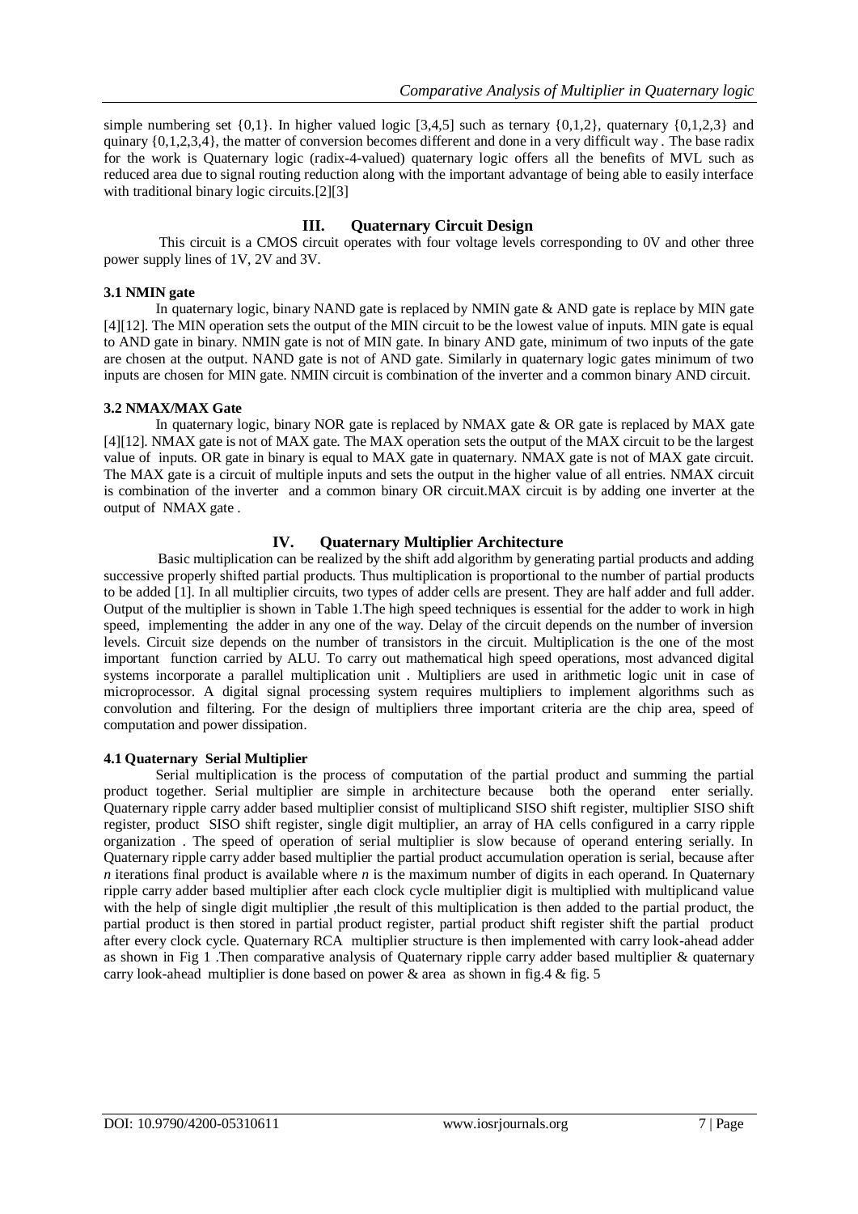simple numbering set {0,1}. In higher valued logic [3,4,5] such as ternary {0,1,2}, quaternary {0,1,2,3} and quinary {0,1,2,3,4}, the matter of conversion becomes different and done in a very difficult way . The base radix for the work is Quaternary logic (radix-4-valued) quaternary logic offers all the benefits of MVL such as reduced area due to signal routing reduction along with the important advantage of being able to easily interface with traditional binary logic circuits.[2][3]

## III. Quaternary Circuit Design

This circuit is a CMOS circuit operates with four voltage levels corresponding to 0V and other three power supply lines of 1V, 2V and 3V.

### 3.1 NMIN gate

In quaternary logic, binary NAND gate is replaced by NMIN gate & AND gate is replace by MIN gate [4][12]. The MIN operation sets the output of the MIN circuit to be the lowest value of inputs. MIN gate is equal to AND gate in binary. NMIN gate is not of MIN gate. In binary AND gate, minimum of two inputs of the gate are chosen at the output. NAND gate is not of AND gate. Similarly in quaternary logic gates minimum of two inputs are chosen for MIN gate. NMIN circuit is combination of the inverter and a common binary AND circuit.

### 3.2 NMAX/MAX Gate

In quaternary logic, binary NOR gate is replaced by NMAX gate & OR gate is replaced by MAX gate [4][12]. NMAX gate is not of MAX gate. The MAX operation sets the output of the MAX circuit to be the largest value of inputs. OR gate in binary is equal to MAX gate in quaternary. NMAX gate is not of MAX gate circuit. The MAX gate is a circuit of multiple inputs and sets the output in the higher value of all entries. NMAX circuit is combination of the inverter and a common binary OR circuit.MAX circuit is by adding one inverter at the output of NMAX gate .

## IV. Quaternary Multiplier Architecture

Basic multiplication can be realized by the shift add algorithm by generating partial products and adding successive properly shifted partial products. Thus multiplication is proportional to the number of partial products to be added [1]. In all multiplier circuits, two types of adder cells are present. They are half adder and full adder. Output of the multiplier is shown in Table 1.The high speed techniques is essential for the adder to work in high speed, implementing the adder in any one of the way. Delay of the circuit depends on the number of inversion levels. Circuit size depends on the number of transistors in the circuit. Multiplication is the one of the most important function carried by ALU. To carry out mathematical high speed operations, most advanced digital systems incorporate a parallel multiplication unit . Multipliers are used in arithmetic logic unit in case of microprocessor. A digital signal processing system requires multipliers to implement algorithms such as convolution and filtering. For the design of multipliers three important criteria are the chip area, speed of computation and power dissipation.

### 4.1 Quaternary Serial Multiplier

Serial multiplication is the process of computation of the partial product and summing the partial product together. Serial multiplier are simple in architecture because both the operand enter serially. Quaternary ripple carry adder based multiplier consist of multiplicand SISO shift register, multiplier SISO shift register, product SISO shift register, single digit multiplier, an array of HA cells configured in a carry ripple organization . The speed of operation of serial multiplier is slow because of operand entering serially. In Quaternary ripple carry adder based multiplier the partial product accumulation operation is serial, because after *n* iterations final product is available where *n* is the maximum number of digits in each operand. In Quaternary ripple carry adder based multiplier after each clock cycle multiplier digit is multiplied with multiplicand value with the help of single digit multiplier ,the result of this multiplication is then added to the partial product, the partial product is then stored in partial product register, partial product shift register shift the partial product after every clock cycle. Quaternary RCA multiplier structure is then implemented with carry look-ahead adder as shown in Fig 1 .Then comparative analysis of Quaternary ripple carry adder based multiplier & quaternary carry look-ahead multiplier is done based on power & area as shown in fig.4 & fig. 5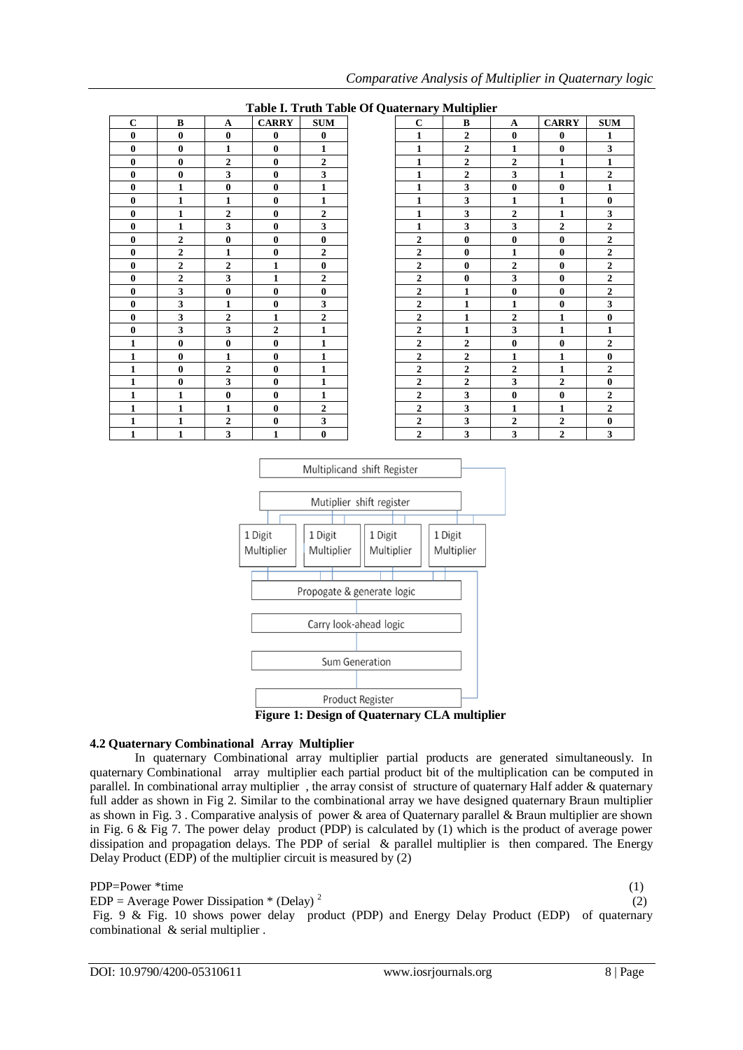**Table I. Truth Table Of Quaternary Multiplier**

| C | B | A | CARRY | SUM |
|---|---|---|---|---|
| 0 | 0 | 0 | 0 | 0 |
| 0 | 0 | 1 | 0 | 1 |
| 0 | 0 | 2 | 0 | 2 |
| 0 | 0 | 3 | 0 | 3 |
| 0 | 1 | 0 | 0 | 1 |
| 0 | 1 | 1 | 0 | 1 |
| 0 | 1 | 2 | 0 | 2 |
| 0 | 1 | 3 | 0 | 3 |
| 0 | 2 | 0 | 0 | 0 |
| 0 | 2 | 1 | 0 | 2 |
| 0 | 2 | 2 | 1 | 0 |
| 0 | 2 | 3 | 1 | 2 |
| 0 | 3 | 0 | 0 | 0 |
| 0 | 3 | 1 | 0 | 3 |
| 0 | 3 | 2 | 1 | 2 |
| 0 | 3 | 3 | 2 | 1 |
| 1 | 0 | 0 | 0 | 1 |
| 1 | 0 | 1 | 0 | 1 |
| 1 | 0 | 2 | 0 | 1 |
| 1 | 0 | 3 | 0 | 1 |
| 1 | 1 | 0 | 0 | 1 |
| 1 | 1 | 1 | 0 | 2 |
| 1 | 1 | 2 | 0 | 3 |
| 1 | 1 | 3 | 1 | 0 |
| 1 | 2 | 0 | 0 | 1 |
| 1 | 2 | 1 | 0 | 3 |
| 1 | 2 | 2 | 1 | 1 |
| 1 | 2 | 3 | 1 | 2 |
| 1 | 3 | 0 | 0 | 1 |
| 1 | 3 | 1 | 1 | 0 |
| 1 | 3 | 2 | 1 | 3 |
| 1 | 3 | 3 | 2 | 2 |
| 2 | 0 | 0 | 0 | 2 |
| 2 | 0 | 1 | 0 | 2 |
| 2 | 0 | 2 | 0 | 2 |
| 2 | 0 | 3 | 0 | 2 |
| 2 | 1 | 0 | 0 | 2 |
| 2 | 1 | 1 | 0 | 3 |
| 2 | 1 | 2 | 1 | 0 |
| 2 | 1 | 3 | 1 | 1 |
| 2 | 2 | 0 | 0 | 2 |
| 2 | 2 | 1 | 1 | 0 |
| 2 | 2 | 2 | 1 | 2 |
| 2 | 2 | 3 | 2 | 0 |
| 2 | 3 | 0 | 0 | 2 |
| 2 | 3 | 1 | 1 | 2 |
| 2 | 3 | 2 | 2 | 0 |
| 2 | 3 | 3 | 2 | 3 |

Multiplicand shift Register

Mutiplier shift register

1 Digit Multiplier | 1 Digit Multiplier | 1 Digit Multiplier | 1 Digit Multiplier

Propogate & generate logic

Carry look-ahead logic

Sum Generation

Product Register

**Figure 1: Design of Quaternary CLA multiplier**

### 4.2 Quaternary Combinational Array Multiplier

In quaternary Combinational array multiplier partial products are generated simultaneously. In quaternary Combinational array multiplier each partial product bit of the multiplication can be computed in parallel. In combinational array multiplier , the array consist of structure of quaternary Half adder & quaternary full adder as shown in Fig 2. Similar to the combinational array we have designed quaternary Braun multiplier as shown in Fig. 3 . Comparative analysis of power & area of Quaternary parallel & Braun multiplier are shown in Fig. 6 & Fig 7. The power delay product (PDP) is calculated by (1) which is the product of average power dissipation and propagation delays. The PDP of serial & parallel multiplier is then compared. The Energy Delay Product (EDP) of the multiplier circuit is measured by (2)

$$\text{PDP} = \text{Power} * \text{time} \quad (1)$$

$$\text{EDP} = \text{Average Power Dissipation} * (\text{Delay})^2 \quad (2)$$

Fig. 9 & Fig. 10 shows power delay product (PDP) and Energy Delay Product (EDP) of quaternary combinational & serial multiplier .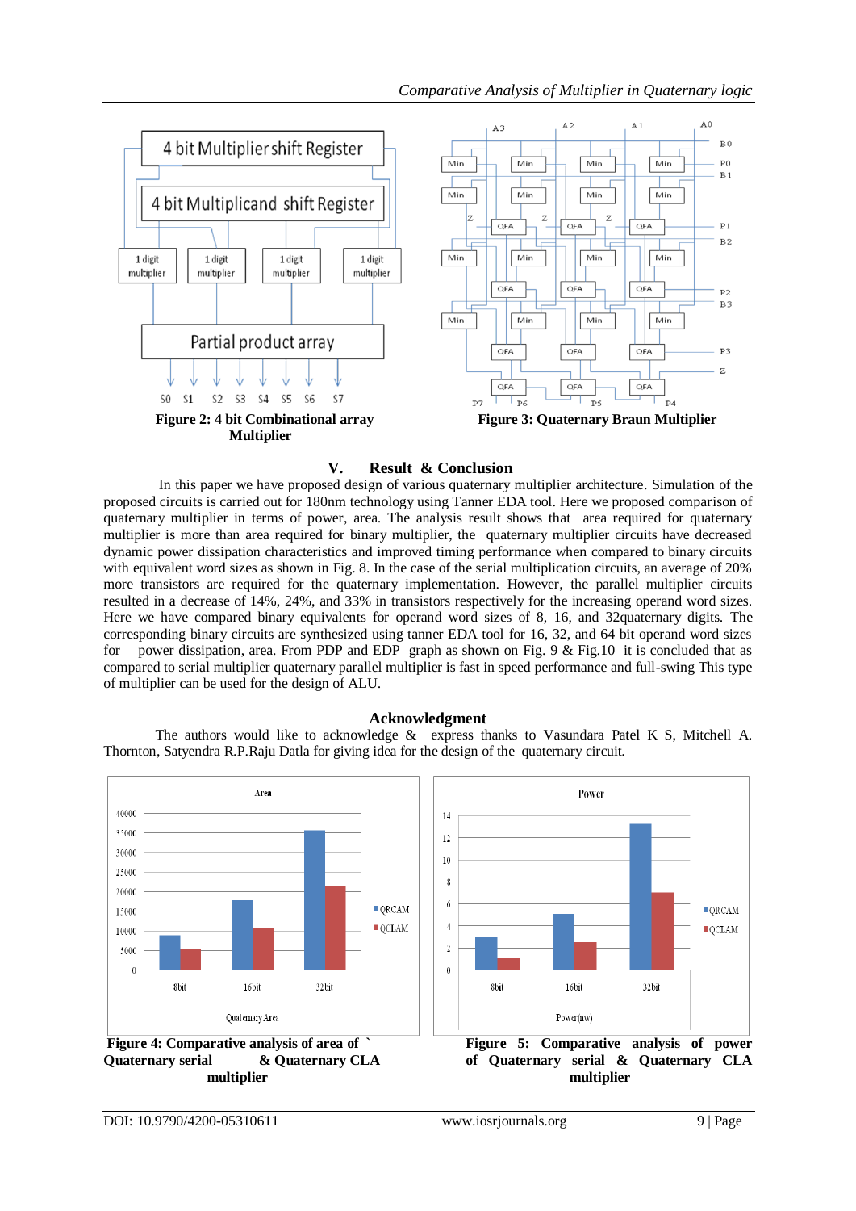**Figure 2: 4 bit Combinational array Multiplier**

**Figure 3: Quaternary Braun Multiplier**

## V. Result & Conclusion

In this paper we have proposed design of various quaternary multiplier architecture. Simulation of the proposed circuits is carried out for 180nm technology using Tanner EDA tool. Here we proposed comparison of quaternary multiplier in terms of power, area. The analysis result shows that area required for quaternary multiplier is more than area required for binary multiplier, the quaternary multiplier circuits have decreased dynamic power dissipation characteristics and improved timing performance when compared to binary circuits with equivalent word sizes as shown in Fig. 8. In the case of the serial multiplication circuits, an average of 20% more transistors are required for the quaternary implementation. However, the parallel multiplier circuits resulted in a decrease of 14%, 24%, and 33% in transistors respectively for the increasing operand word sizes. Here we have compared binary equivalents for operand word sizes of 8, 16, and 32quaternary digits. The corresponding binary circuits are synthesized using tanner EDA tool for 16, 32, and 64 bit operand word sizes for power dissipation, area. From PDP and EDP graph as shown on Fig. 9 & Fig.10 it is concluded that as compared to serial multiplier quaternary parallel multiplier is fast in speed performance and full-swing This type of multiplier can be used for the design of ALU.

## Acknowledgment

The authors would like to acknowledge & express thanks to Vasundara Patel K S, Mitchell A. Thornton, Satyendra R.P.Raju Datla for giving idea for the design of the quaternary circuit.

**Figure 4: Comparative analysis of area of ` Quaternary serial & Quaternary CLA multiplier**

**Figure 5: Comparative analysis of power of Quaternary serial & Quaternary CLA multiplier**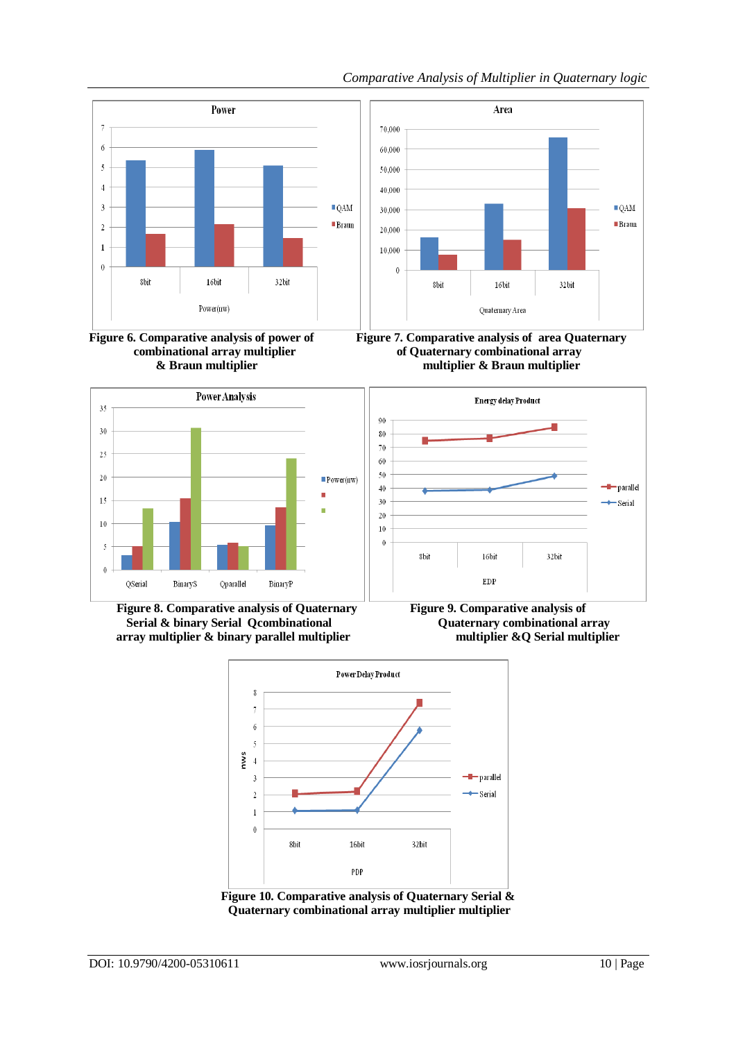Figure 6. Comparative analysis of power of combinational array multiplier & Braun multiplier

Figure 7. Comparative analysis of area Quaternary of Quaternary combinational array multiplier & Braun multiplier

Figure 8. Comparative analysis of Quaternary Serial & binary Serial Qcombinational array multiplier & binary parallel multiplier

Figure 9. Comparative analysis of Quaternary combinational array multiplier &Q Serial multiplier

Figure 10. Comparative analysis of Quaternary Serial & Quaternary combinational array multiplier multiplier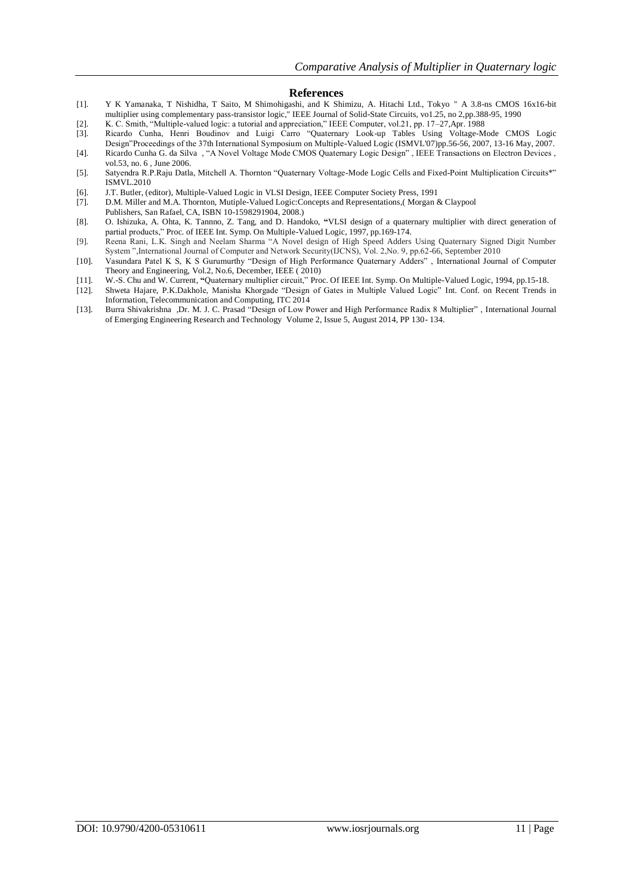## References

[1]. Y K Yamanaka, T Nishidha, T Saito, M Shimohigashi, and K Shimizu, A. Hitachi Ltd., Tokyo " A 3.8-ns CMOS 16x16-bit multiplier using complementary pass-transistor logic," IEEE Journal of Solid-State Circuits, vo1.25, no 2,pp.388-95, 1990

[2]. K. C. Smith, "Multiple-valued logic: a tutorial and appreciation," IEEE Computer, vol.21, pp. 17–27,Apr. 1988

[3]. Ricardo Cunha, Henri Boudinov and Luigi Carro "Quaternary Look-up Tables Using Voltage-Mode CMOS Logic Design"Proceedings of the 37th International Symposium on Multiple-Valued Logic (ISMVL'07)pp.56-56, 2007, 13-16 May, 2007.

[4]. Ricardo Cunha G. da Silva , "A Novel Voltage Mode CMOS Quaternary Logic Design" , IEEE Transactions on Electron Devices , vol.53, no. 6 , June 2006.

[5]. Satyendra R.P.Raju Datla, Mitchell A. Thornton "Quaternary Voltage-Mode Logic Cells and Fixed-Point Multiplication Circuits*" ISMVL.2010

[6]. J.T. Butler, (editor), Multiple-Valued Logic in VLSI Design, IEEE Computer Society Press, 1991

[7]. D.M. Miller and M.A. Thornton, Mutiple-Valued Logic:Concepts and Representations,( Morgan & Claypool Publishers, San Rafael, CA, ISBN 10-1598291904, 2008.)

[8]. O. Ishizuka, A. Ohta, K. Tannno, Z. Tang, and D. Handoko, "VLSI design of a quaternary multiplier with direct generation of partial products," Proc. of IEEE Int. Symp. On Multiple-Valued Logic, 1997, pp.169-174.

[9]. Reena Rani, L.K. Singh and Neelam Sharma "A Novel design of High Speed Adders Using Quaternary Signed Digit Number System ",International Journal of Computer and Network Security(IJCNS), Vol. 2,No. 9, pp.62-66, September 2010

[10]. Vasundara Patel K S, K S Gurumurthy "Design of High Performance Quaternary Adders" , International Journal of Computer Theory and Engineering, Vol.2, No.6, December, IEEE ( 2010)

[11]. W.-S. Chu and W. Current, "Quaternary multiplier circuit," Proc. Of IEEE Int. Symp. On Multiple-Valued Logic, 1994, pp.15-18.

[12]. Shweta Hajare, P.K.Dakhole, Manisha Khorgade "Design of Gates in Multiple Valued Logic" Int. Conf. on Recent Trends in Information, Telecommunication and Computing, ITC 2014

[13]. Burra Shivakrishna ,Dr. M. J. C. Prasad "Design of Low Power and High Performance Radix 8 Multiplier" , International Journal of Emerging Engineering Research and Technology Volume 2, Issue 5, August 2014, PP 130- 134.